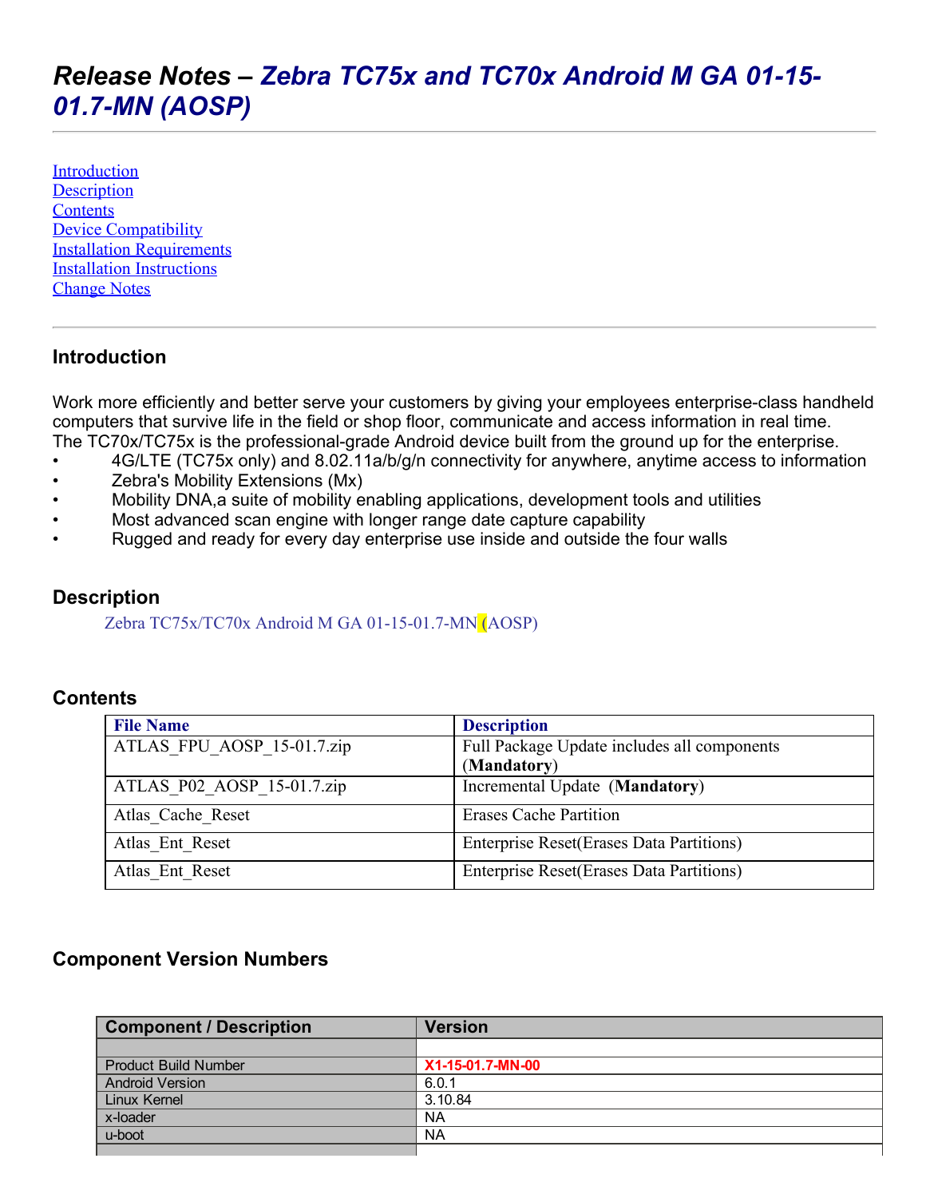# Release Notes – *Zebra TC75x and TC70x Android M GA 01-15-01.7-MN (AOSP)*

[Introduction](#)
[Description](#)
[Contents](#)
[Device Compatibility](#)
[Installation Requirements](#)
[Installation Instructions](#)
[Change Notes](#)

---

## Introduction

Work more efficiently and better serve your customers by giving your employees enterprise-class handheld computers that survive life in the field or shop floor, communicate and access information in real time.
The TC70x/TC75x is the professional-grade Android device built from the ground up for the enterprise.

- 4G/LTE (TC75x only) and 8.02.11a/b/g/n connectivity for anywhere, anytime access to information
- Zebra's Mobility Extensions (Mx)
- Mobility DNA,a suite of mobility enabling applications, development tools and utilities
- Most advanced scan engine with longer range date capture capability
- Rugged and ready for every day enterprise use inside and outside the four walls

## Description

Zebra TC75x/TC70x Android M GA 01-15-01.7-MN (AOSP)

## Contents

| File Name | Description |
|---|---|
| ATLAS_FPU_AOSP_15-01.7.zip | Full Package Update includes all components (**Mandatory**) |
| ATLAS_P02_AOSP_15-01.7.zip | Incremental Update (**Mandatory**) |
| Atlas_Cache_Reset | Erases Cache Partition |
| Atlas_Ent_Reset | Enterprise Reset(Erases Data Partitions) |
| Atlas_Ent_Reset | Enterprise Reset(Erases Data Partitions) |

## Component Version Numbers

| Component / Description | Version |
|---|---|
| | |
| Product Build Number | X1-15-01.7-MN-00 |
| Android Version | 6.0.1 |
| Linux Kernel | 3.10.84 |
| x-loader | NA |
| u-boot | NA |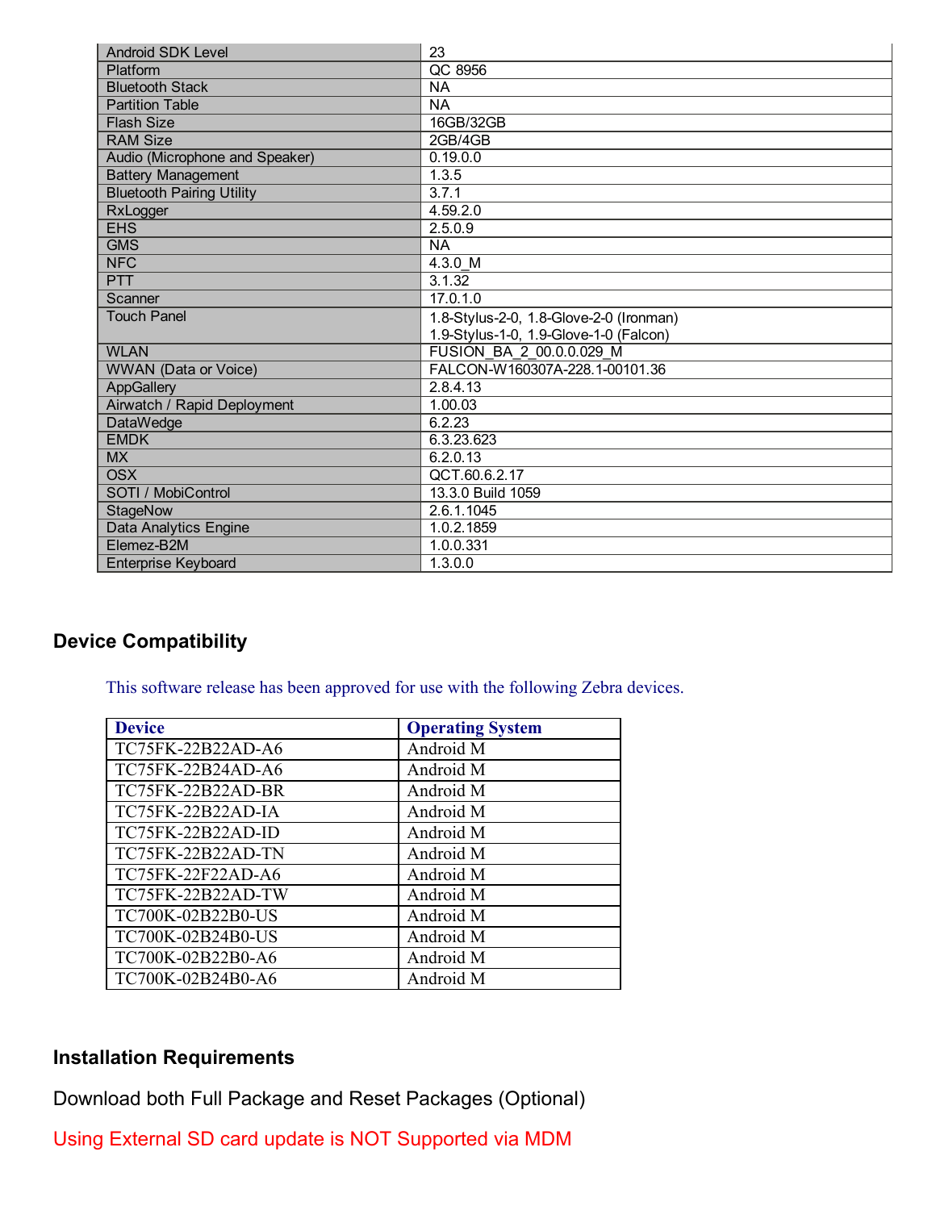| | |
|---|---|
| Android SDK Level | 23 |
| Platform | QC 8956 |
| Bluetooth Stack | NA |
| Partition Table | NA |
| Flash Size | 16GB/32GB |
| RAM Size | 2GB/4GB |
| Audio (Microphone and Speaker) | 0.19.0.0 |
| Battery Management | 1.3.5 |
| Bluetooth Pairing Utility | 3.7.1 |
| RxLogger | 4.59.2.0 |
| EHS | 2.5.0.9 |
| GMS | NA |
| NFC | 4.3.0_M |
| PTT | 3.1.32 |
| Scanner | 17.0.1.0 |
| Touch Panel | 1.8-Stylus-2-0, 1.8-Glove-2-0 (Ironman)<br>1.9-Stylus-1-0, 1.9-Glove-1-0 (Falcon) |
| WLAN | FUSION_BA_2_00.0.0.029_M |
| WWAN (Data or Voice) | FALCON-W160307A-228.1-00101.36 |
| AppGallery | 2.8.4.13 |
| Airwatch / Rapid Deployment | 1.00.03 |
| DataWedge | 6.2.23 |
| EMDK | 6.3.23.623 |
| MX | 6.2.0.13 |
| OSX | QCT.60.6.2.17 |
| SOTI / MobiControl | 13.3.0 Build 1059 |
| StageNow | 2.6.1.1045 |
| Data Analytics Engine | 1.0.2.1859 |
| Elemez-B2M | 1.0.0.331 |
| Enterprise Keyboard | 1.3.0.0 |

## Device Compatibility

This software release has been approved for use with the following Zebra devices.

| Device | Operating System |
|---|---|
| TC75FK-22B22AD-A6 | Android M |
| TC75FK-22B24AD-A6 | Android M |
| TC75FK-22B22AD-BR | Android M |
| TC75FK-22B22AD-IA | Android M |
| TC75FK-22B22AD-ID | Android M |
| TC75FK-22B22AD-TN | Android M |
| TC75FK-22F22AD-A6 | Android M |
| TC75FK-22B22AD-TW | Android M |
| TC700K-02B22B0-US | Android M |
| TC700K-02B24B0-US | Android M |
| TC700K-02B22B0-A6 | Android M |
| TC700K-02B24B0-A6 | Android M |

## Installation Requirements

Download both Full Package and Reset Packages (Optional)

Using External SD card update is NOT Supported via MDM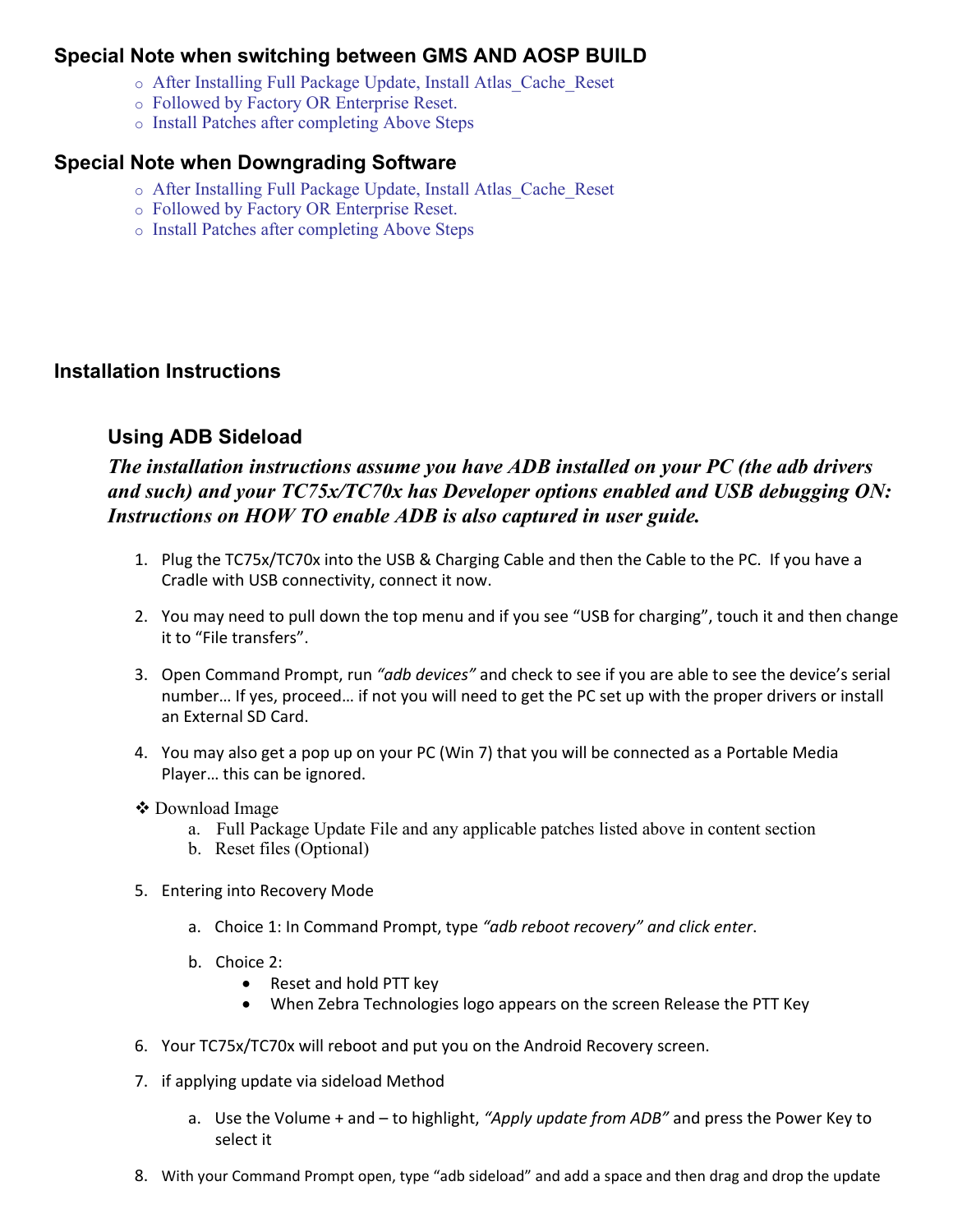### Special Note when switching between GMS AND AOSP BUILD

- After Installing Full Package Update, Install Atlas_Cache_Reset
- Followed by Factory OR Enterprise Reset.
- Install Patches after completing Above Steps

### Special Note when Downgrading Software

- After Installing Full Package Update, Install Atlas_Cache_Reset
- Followed by Factory OR Enterprise Reset.
- Install Patches after completing Above Steps

### Installation Instructions

#### Using ADB Sideload

***The installation instructions assume you have ADB installed on your PC (the adb drivers and such) and your TC75x/TC70x has Developer options enabled and USB debugging ON: Instructions on HOW TO enable ADB is also captured in user guide.***

1. Plug the TC75x/TC70x into the USB & Charging Cable and then the Cable to the PC. If you have a Cradle with USB connectivity, connect it now.
2. You may need to pull down the top menu and if you see “USB for charging”, touch it and then change it to “File transfers”.
3. Open Command Prompt, run *“adb devices”* and check to see if you are able to see the device’s serial number… If yes, proceed… if not you will need to get the PC set up with the proper drivers or install an External SD Card.
4. You may also get a pop up on your PC (Win 7) that you will be connected as a Portable Media Player… this can be ignored.

- Download Image
    a. Full Package Update File and any applicable patches listed above in content section
    b. Reset files (Optional)

5. Entering into Recovery Mode
    a. Choice 1: In Command Prompt, type *“adb reboot recovery” and click enter*.
    b. Choice 2:
        - Reset and hold PTT key
        - When Zebra Technologies logo appears on the screen Release the PTT Key
6. Your TC75x/TC70x will reboot and put you on the Android Recovery screen.
7. if applying update via sideload Method
    a. Use the Volume + and – to highlight, *“Apply update from ADB”* and press the Power Key to select it
8. With your Command Prompt open, type “adb sideload” and add a space and then drag and drop the update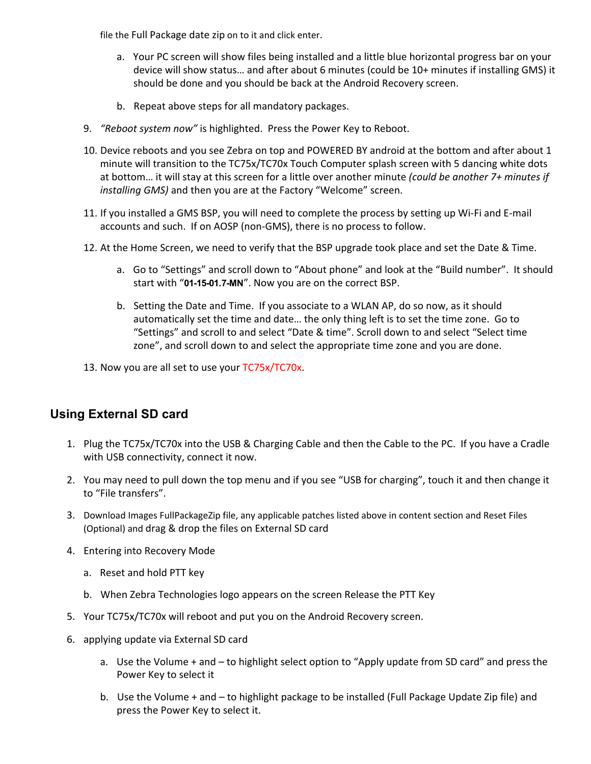file the Full Package date zip on to it and click enter.

   a. Your PC screen will show files being installed and a little blue horizontal progress bar on your device will show status… and after about 6 minutes (could be 10+ minutes if installing GMS) it should be done and you should be back at the Android Recovery screen.

   b. Repeat above steps for all mandatory packages.

9. *"Reboot system now"* is highlighted. Press the Power Key to Reboot.

10. Device reboots and you see Zebra on top and POWERED BY android at the bottom and after about 1 minute will transition to the TC75x/TC70x Touch Computer splash screen with 5 dancing white dots at bottom… it will stay at this screen for a little over another minute *(could be another 7+ minutes if installing GMS)* and then you are at the Factory "Welcome" screen.

11. If you installed a GMS BSP, you will need to complete the process by setting up Wi-Fi and E-mail accounts and such. If on AOSP (non-GMS), there is no process to follow.

12. At the Home Screen, we need to verify that the BSP upgrade took place and set the Date & Time.

    a. Go to "Settings" and scroll down to "About phone" and look at the "Build number". It should start with "**01-15-01.7-MN**". Now you are on the correct BSP.

    b. Setting the Date and Time. If you associate to a WLAN AP, do so now, as it should automatically set the time and date… the only thing left is to set the time zone. Go to "Settings" and scroll to and select "Date & time". Scroll down to and select "Select time zone", and scroll down to and select the appropriate time zone and you are done.

13. Now you are all set to use your TC75x/TC70x.

## Using External SD card

1. Plug the TC75x/TC70x into the USB & Charging Cable and then the Cable to the PC. If you have a Cradle with USB connectivity, connect it now.

2. You may need to pull down the top menu and if you see "USB for charging", touch it and then change it to "File transfers".

3. Download Images FullPackageZip file, any applicable patches listed above in content section and Reset Files (Optional) and drag & drop the files on External SD card

4. Entering into Recovery Mode

   a. Reset and hold PTT key

   b. When Zebra Technologies logo appears on the screen Release the PTT Key

5. Your TC75x/TC70x will reboot and put you on the Android Recovery screen.

6. applying update via External SD card

   a. Use the Volume + and – to highlight select option to "Apply update from SD card" and press the Power Key to select it

   b. Use the Volume + and – to highlight package to be installed (Full Package Update Zip file) and press the Power Key to select it.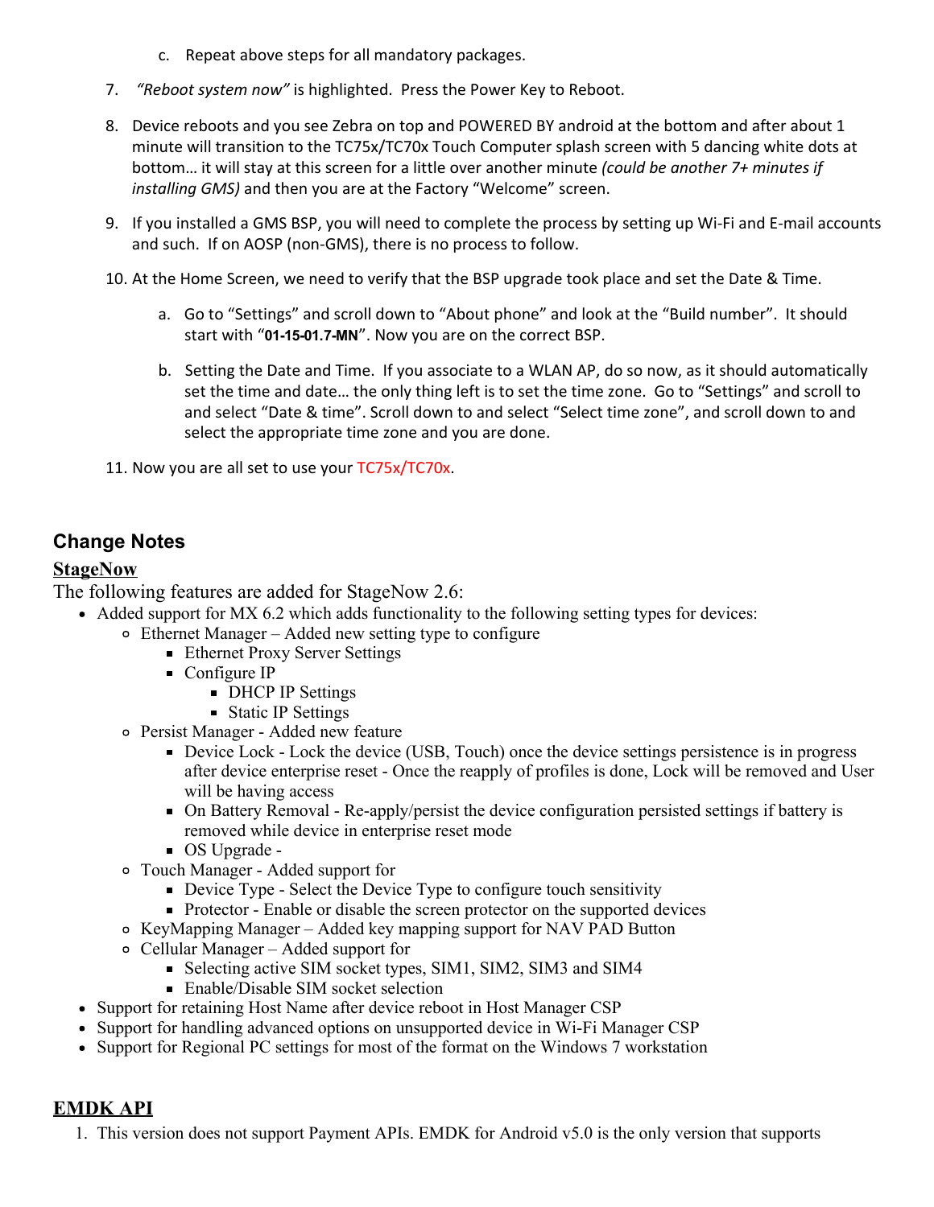c. Repeat above steps for all mandatory packages.

7. *"Reboot system now"* is highlighted. Press the Power Key to Reboot.

8. Device reboots and you see Zebra on top and POWERED BY android at the bottom and after about 1 minute will transition to the TC75x/TC70x Touch Computer splash screen with 5 dancing white dots at bottom… it will stay at this screen for a little over another minute *(could be another 7+ minutes if installing GMS)* and then you are at the Factory "Welcome" screen.

9. If you installed a GMS BSP, you will need to complete the process by setting up Wi-Fi and E-mail accounts and such. If on AOSP (non-GMS), there is no process to follow.

10. At the Home Screen, we need to verify that the BSP upgrade took place and set the Date & Time.

    a. Go to "Settings" and scroll down to "About phone" and look at the "Build number". It should start with "**01-15-01.7-MN**". Now you are on the correct BSP.

    b. Setting the Date and Time. If you associate to a WLAN AP, do so now, as it should automatically set the time and date… the only thing left is to set the time zone. Go to "Settings" and scroll to and select "Date & time". Scroll down to and select "Select time zone", and scroll down to and select the appropriate time zone and you are done.

11. Now you are all set to use your TC75x/TC70x.

## Change Notes

### StageNow

The following features are added for StageNow 2.6:

- Added support for MX 6.2 which adds functionality to the following setting types for devices:
  - Ethernet Manager – Added new setting type to configure
    - Ethernet Proxy Server Settings
    - Configure IP
      - DHCP IP Settings
      - Static IP Settings
  - Persist Manager - Added new feature
    - Device Lock - Lock the device (USB, Touch) once the device settings persistence is in progress after device enterprise reset - Once the reapply of profiles is done, Lock will be removed and User will be having access
    - On Battery Removal - Re-apply/persist the device configuration persisted settings if battery is removed while device in enterprise reset mode
    - OS Upgrade -
  - Touch Manager - Added support for
    - Device Type - Select the Device Type to configure touch sensitivity
    - Protector - Enable or disable the screen protector on the supported devices
  - KeyMapping Manager – Added key mapping support for NAV PAD Button
  - Cellular Manager – Added support for
    - Selecting active SIM socket types, SIM1, SIM2, SIM3 and SIM4
    - Enable/Disable SIM socket selection
- Support for retaining Host Name after device reboot in Host Manager CSP
- Support for handling advanced options on unsupported device in Wi-Fi Manager CSP
- Support for Regional PC settings for most of the format on the Windows 7 workstation

### EMDK API

1. This version does not support Payment APIs. EMDK for Android v5.0 is the only version that supports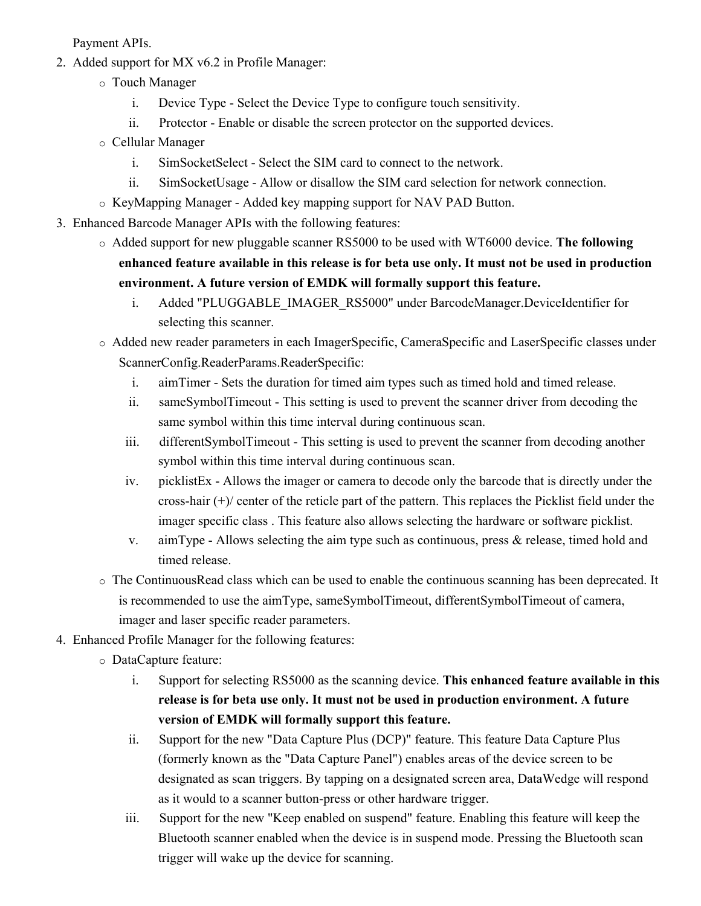Payment APIs.

2. Added support for MX v6.2 in Profile Manager:
   - Touch Manager
     1. Device Type - Select the Device Type to configure touch sensitivity.
     2. Protector - Enable or disable the screen protector on the supported devices.
   - Cellular Manager
     1. SimSocketSelect - Select the SIM card to connect to the network.
     2. SimSocketUsage - Allow or disallow the SIM card selection for network connection.
   - KeyMapping Manager - Added key mapping support for NAV PAD Button.
3. Enhanced Barcode Manager APIs with the following features:
   - Added support for new pluggable scanner RS5000 to be used with WT6000 device. **The following enhanced feature available in this release is for beta use only. It must not be used in production environment. A future version of EMDK will formally support this feature.**
     1. Added "PLUGGABLE_IMAGER_RS5000" under BarcodeManager.DeviceIdentifier for selecting this scanner.
   - Added new reader parameters in each ImagerSpecific, CameraSpecific and LaserSpecific classes under ScannerConfig.ReaderParams.ReaderSpecific:
     1. aimTimer - Sets the duration for timed aim types such as timed hold and timed release.
     2. sameSymbolTimeout - This setting is used to prevent the scanner driver from decoding the same symbol within this time interval during continuous scan.
     3. differentSymbolTimeout - This setting is used to prevent the scanner from decoding another symbol within this time interval during continuous scan.
     4. picklistEx - Allows the imager or camera to decode only the barcode that is directly under the cross-hair (+)/ center of the reticle part of the pattern. This replaces the Picklist field under the imager specific class . This feature also allows selecting the hardware or software picklist.
     5. aimType - Allows selecting the aim type such as continuous, press & release, timed hold and timed release.
   - The ContinuousRead class which can be used to enable the continuous scanning has been deprecated. It is recommended to use the aimType, sameSymbolTimeout, differentSymbolTimeout of camera, imager and laser specific reader parameters.
4. Enhanced Profile Manager for the following features:
   - DataCapture feature:
     1. Support for selecting RS5000 as the scanning device. **This enhanced feature available in this release is for beta use only. It must not be used in production environment. A future version of EMDK will formally support this feature.**
     2. Support for the new "Data Capture Plus (DCP)" feature. This feature Data Capture Plus (formerly known as the "Data Capture Panel") enables areas of the device screen to be designated as scan triggers. By tapping on a designated screen area, DataWedge will respond as it would to a scanner button-press or other hardware trigger.
     3. Support for the new "Keep enabled on suspend" feature. Enabling this feature will keep the Bluetooth scanner enabled when the device is in suspend mode. Pressing the Bluetooth scan trigger will wake up the device for scanning.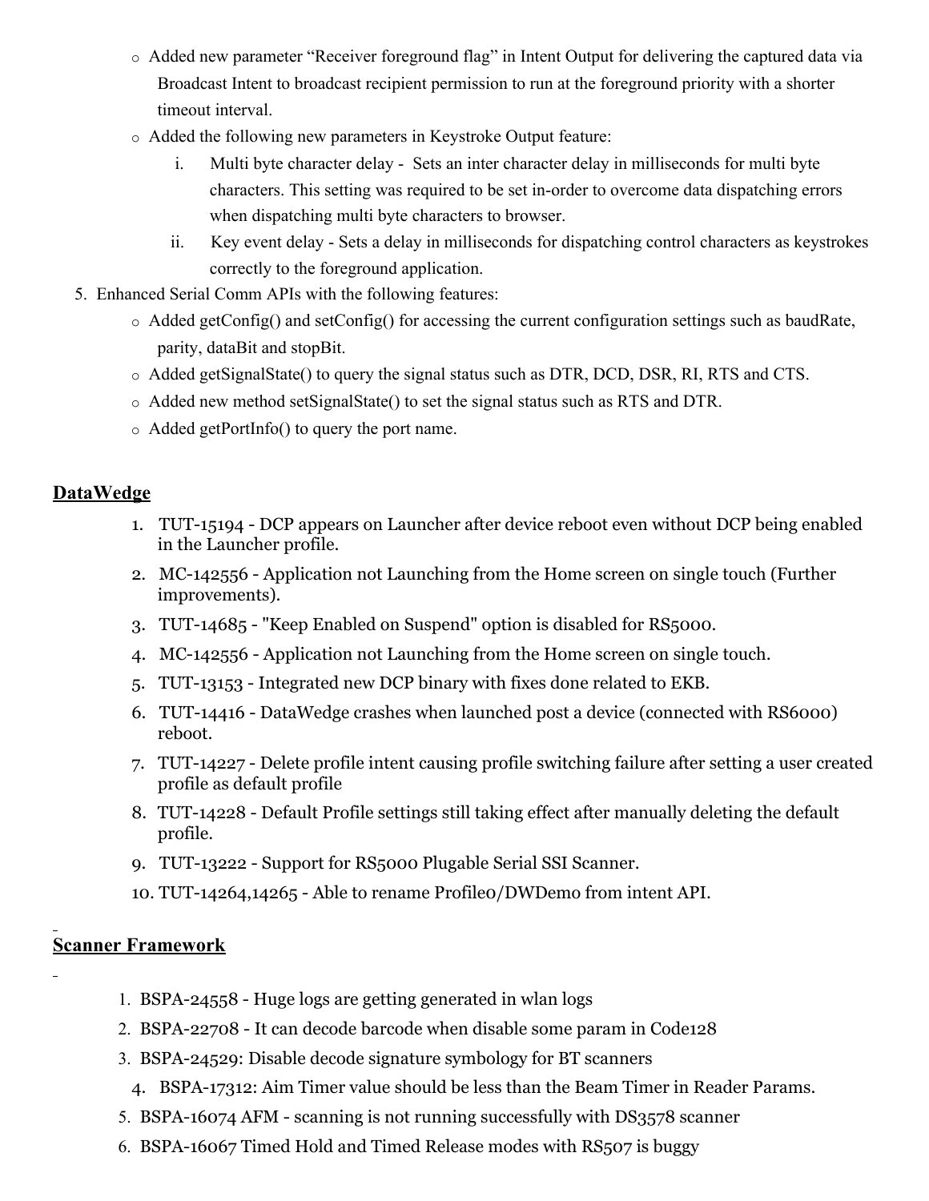- Added new parameter “Receiver foreground flag” in Intent Output for delivering the captured data via Broadcast Intent to broadcast recipient permission to run at the foreground priority with a shorter timeout interval.
- Added the following new parameters in Keystroke Output feature:
  - i. Multi byte character delay - Sets an inter character delay in milliseconds for multi byte characters. This setting was required to be set in-order to overcome data dispatching errors when dispatching multi byte characters to browser.
  - ii. Key event delay - Sets a delay in milliseconds for dispatching control characters as keystrokes correctly to the foreground application.

5. Enhanced Serial Comm APIs with the following features:
   - Added getConfig() and setConfig() for accessing the current configuration settings such as baudRate, parity, dataBit and stopBit.
   - Added getSignalState() to query the signal status such as DTR, DCD, DSR, RI, RTS and CTS.
   - Added new method setSignalState() to set the signal status such as RTS and DTR.
   - Added getPortInfo() to query the port name.

## DataWedge

1. TUT-15194 - DCP appears on Launcher after device reboot even without DCP being enabled in the Launcher profile.
2. MC-142556 - Application not Launching from the Home screen on single touch (Further improvements).
3. TUT-14685 - "Keep Enabled on Suspend" option is disabled for RS5000.
4. MC-142556 - Application not Launching from the Home screen on single touch.
5. TUT-13153 - Integrated new DCP binary with fixes done related to EKB.
6. TUT-14416 - DataWedge crashes when launched post a device (connected with RS6000) reboot.
7. TUT-14227 - Delete profile intent causing profile switching failure after setting a user created profile as default profile
8. TUT-14228 - Default Profile settings still taking effect after manually deleting the default profile.
9. TUT-13222 - Support for RS5000 Plugable Serial SSI Scanner.
10. TUT-14264,14265 - Able to rename Profile0/DWDemo from intent API.

## Scanner Framework

1. BSPA-24558 - Huge logs are getting generated in wlan logs
2. BSPA-22708 - It can decode barcode when disable some param in Code128
3. BSPA-24529: Disable decode signature symbology for BT scanners
4. BSPA-17312: Aim Timer value should be less than the Beam Timer in Reader Params.
5. BSPA-16074 AFM - scanning is not running successfully with DS3578 scanner
6. BSPA-16067 Timed Hold and Timed Release modes with RS507 is buggy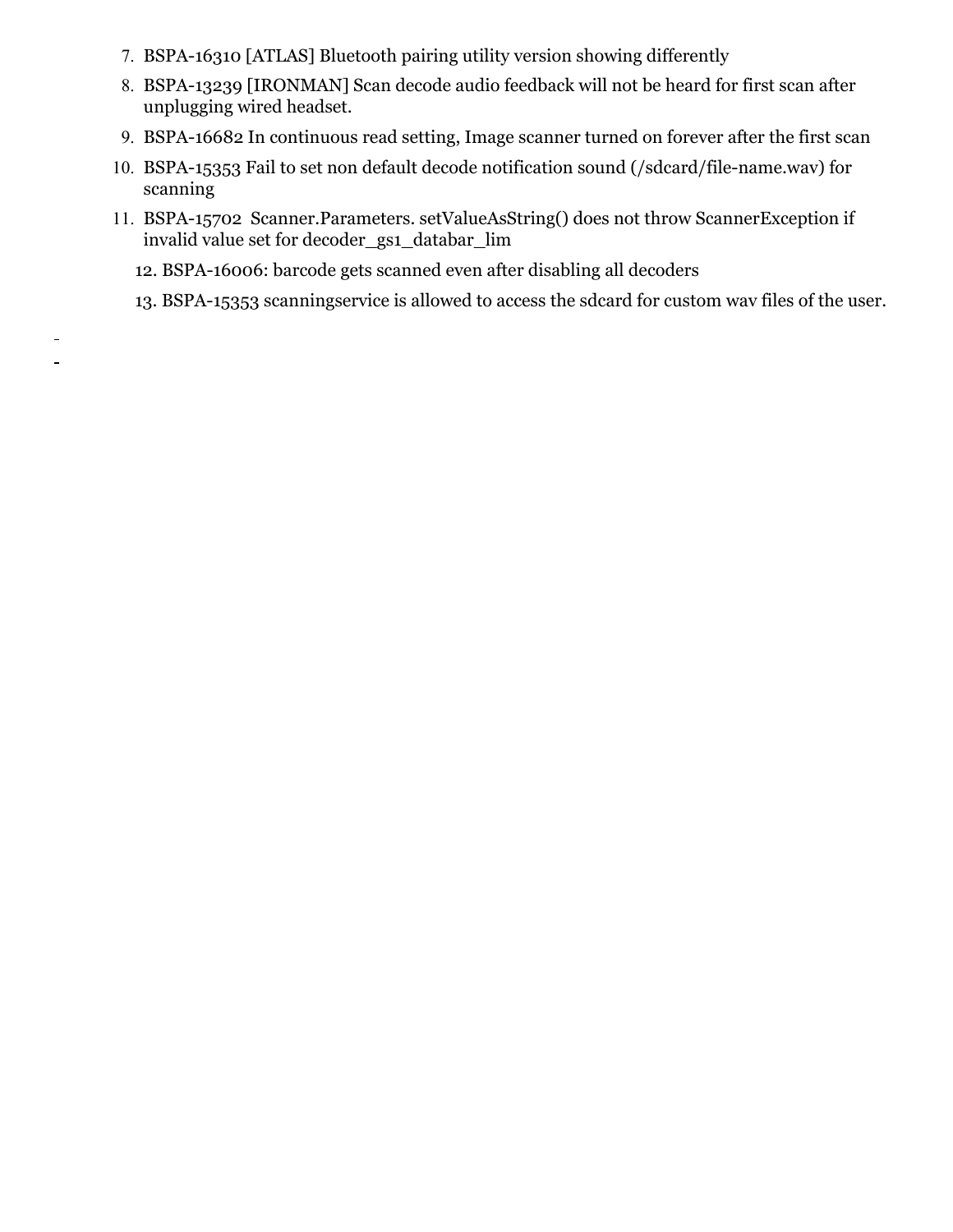7. BSPA-16310 [ATLAS] Bluetooth pairing utility version showing differently
8. BSPA-13239 [IRONMAN] Scan decode audio feedback will not be heard for first scan after unplugging wired headset.
9. BSPA-16682 In continuous read setting, Image scanner turned on forever after the first scan
10. BSPA-15353 Fail to set non default decode notification sound (/sdcard/file-name.wav) for scanning
11. BSPA-15702 Scanner.Parameters. setValueAsString() does not throw ScannerException if invalid value set for decoder_gs1_databar_lim
12. BSPA-16006: barcode gets scanned even after disabling all decoders
13. BSPA-15353 scanningservice is allowed to access the sdcard for custom wav files of the user.